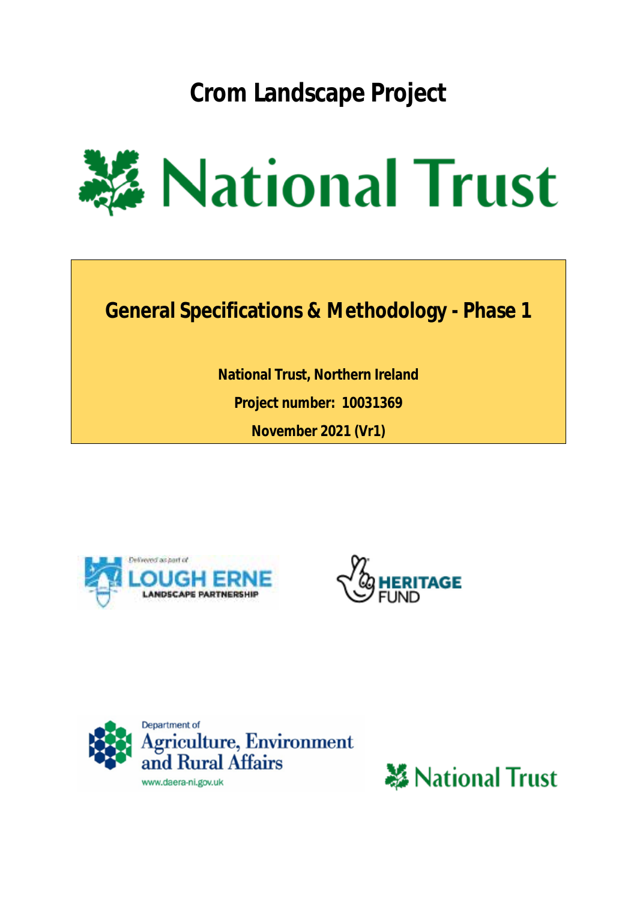# Crom Landscape Project

National Trust

## General Specifications & Methodology - Phase 1

**National Trust, Northern Ireland**

**Project number: 10031369**

**November 2021 (Vr1)**

Delivered as part of LOUGH ERNE LANDSCAPE PARTNERSHIP

HERITAGE FUND

Department of Agriculture, Environment and Rural Affairs

www.daera-ni.gov.uk

National Trust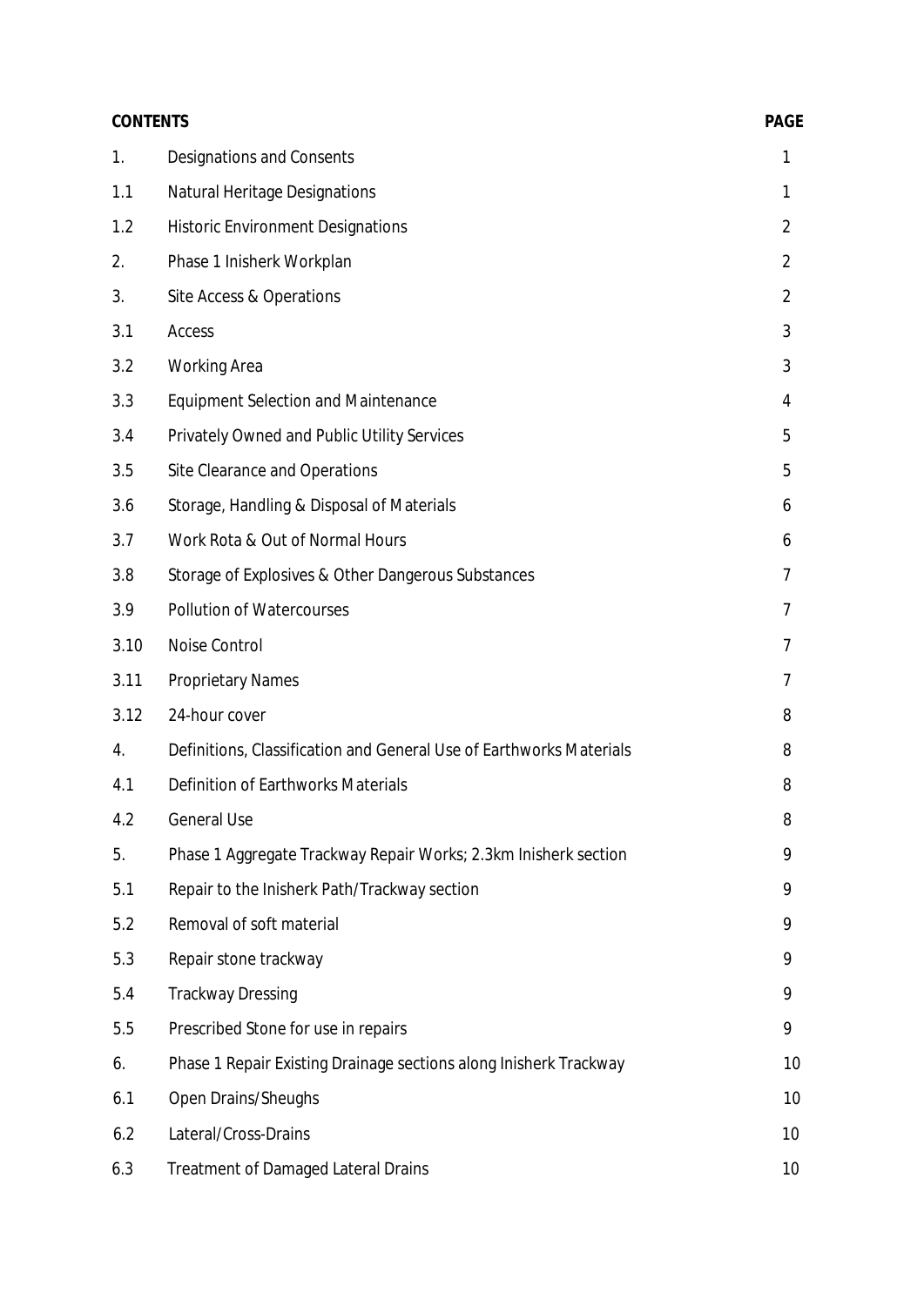| **CONTENTS** | | **PAGE** |
|---|---|---|
| 1. | Designations and Consents | 1 |
| 1.1 | Natural Heritage Designations | 1 |
| 1.2 | Historic Environment Designations | 2 |
| 2. | Phase 1 Inisherk Workplan | 2 |
| 3. | Site Access & Operations | 2 |
| 3.1 | Access | 3 |
| 3.2 | Working Area | 3 |
| 3.3 | Equipment Selection and Maintenance | 4 |
| 3.4 | Privately Owned and Public Utility Services | 5 |
| 3.5 | Site Clearance and Operations | 5 |
| 3.6 | Storage, Handling & Disposal of Materials | 6 |
| 3.7 | Work Rota & Out of Normal Hours | 6 |
| 3.8 | Storage of Explosives & Other Dangerous Substances | 7 |
| 3.9 | Pollution of Watercourses | 7 |
| 3.10 | Noise Control | 7 |
| 3.11 | Proprietary Names | 7 |
| 3.12 | 24-hour cover | 8 |
| 4. | Definitions, Classification and General Use of Earthworks Materials | 8 |
| 4.1 | Definition of Earthworks Materials | 8 |
| 4.2 | General Use | 8 |
| 5. | Phase 1 Aggregate Trackway Repair Works; 2.3km Inisherk section | 9 |
| 5.1 | Repair to the Inisherk Path/Trackway section | 9 |
| 5.2 | Removal of soft material | 9 |
| 5.3 | Repair stone trackway | 9 |
| 5.4 | Trackway Dressing | 9 |
| 5.5 | Prescribed Stone for use in repairs | 9 |
| 6. | Phase 1 Repair Existing Drainage sections along Inisherk Trackway | 10 |
| 6.1 | Open Drains/Sheughs | 10 |
| 6.2 | Lateral/Cross-Drains | 10 |
| 6.3 | Treatment of Damaged Lateral Drains | 10 |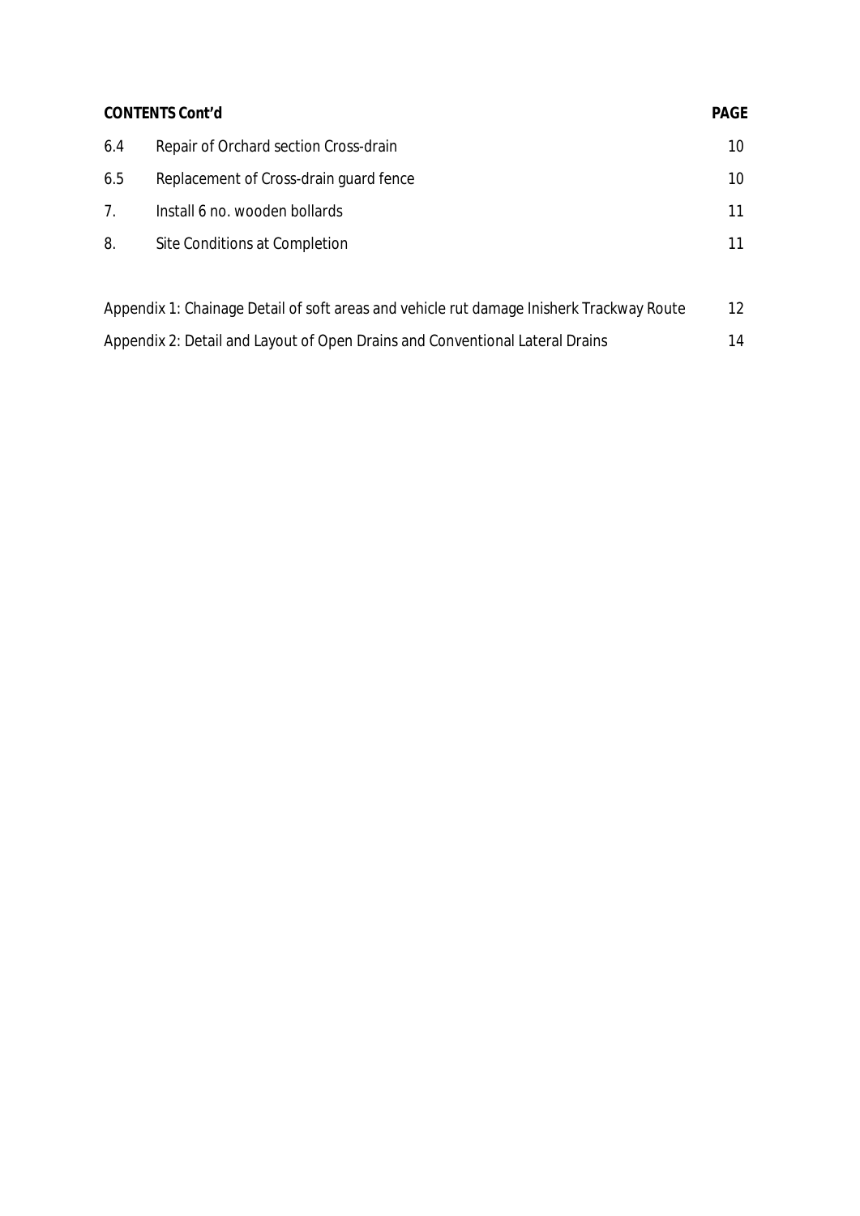| CONTENTS Cont'd | | PAGE |
|---|---|---|
| 6.4 | Repair of Orchard section Cross-drain | 10 |
| 6.5 | Replacement of Cross-drain guard fence | 10 |
| 7. | Install 6 no. wooden bollards | 11 |
| 8. | Site Conditions at Completion | 11 |
| | | |
| Appendix 1: Chainage Detail of soft areas and vehicle rut damage Inisherk Trackway Route | | 12 |
| Appendix 2: Detail and Layout of Open Drains and Conventional Lateral Drains | | 14 |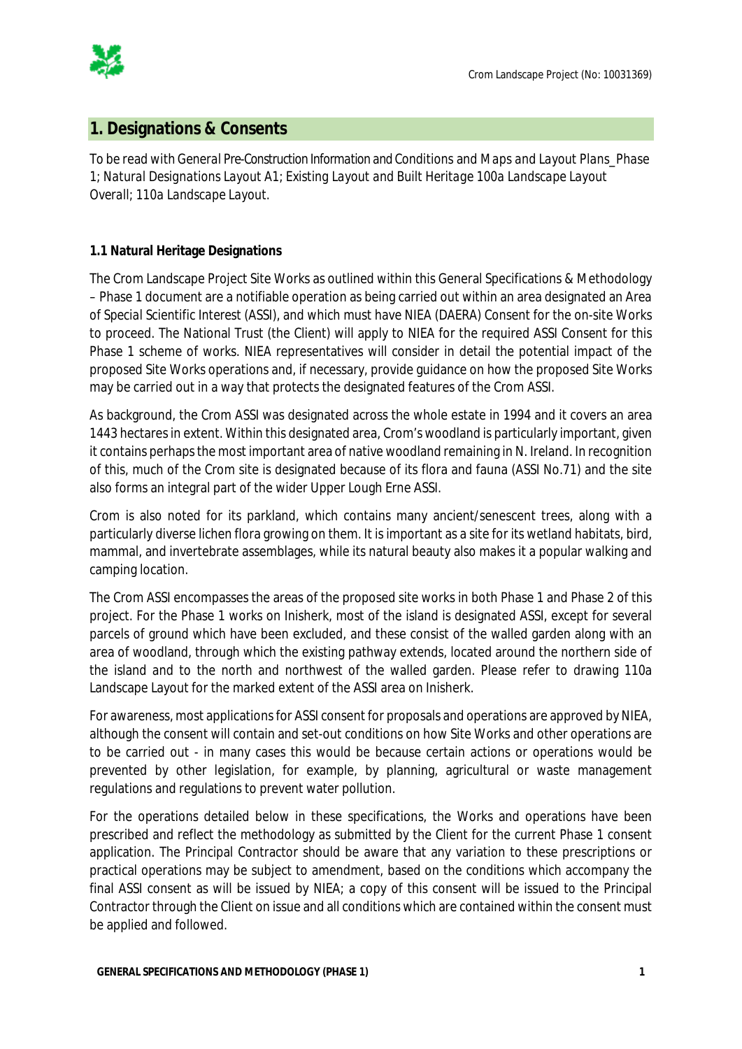## 1. Designations & Consents

*To be read with General Pre-Construction Information and Conditions and Maps and Layout Plans_Phase 1; Natural Designations Layout A1; Existing Layout and Built Heritage 100a Landscape Layout Overall; 110a Landscape Layout.*

### 1.1 Natural Heritage Designations

The Crom Landscape Project Site Works as outlined within this General Specifications & Methodology – Phase 1 document are a notifiable operation as being carried out within an area designated an Area of Special Scientific Interest (ASSI), and which must have NIEA (DAERA) Consent for the on-site Works to proceed. The National Trust (the Client) will apply to NIEA for the required ASSI Consent for this Phase 1 scheme of works. NIEA representatives will consider in detail the potential impact of the proposed Site Works operations and, if necessary, provide guidance on how the proposed Site Works may be carried out in a way that protects the designated features of the Crom ASSI.

As background, the Crom ASSI was designated across the whole estate in 1994 and it covers an area 1443 hectares in extent. Within this designated area, Crom's woodland is particularly important, given it contains perhaps the most important area of native woodland remaining in N. Ireland. In recognition of this, much of the Crom site is designated because of its flora and fauna (ASSI No.71) and the site also forms an integral part of the wider Upper Lough Erne ASSI.

Crom is also noted for its parkland, which contains many ancient/senescent trees, along with a particularly diverse lichen flora growing on them. It is important as a site for its wetland habitats, bird, mammal, and invertebrate assemblages, while its natural beauty also makes it a popular walking and camping location.

The Crom ASSI encompasses the areas of the proposed site works in both Phase 1 and Phase 2 of this project. For the Phase 1 works on Inisherk, most of the island is designated ASSI, except for several parcels of ground which have been excluded, and these consist of the walled garden along with an area of woodland, through which the existing pathway extends, located around the northern side of the island and to the north and northwest of the walled garden. Please refer to drawing 110a Landscape Layout for the marked extent of the ASSI area on Inisherk.

For awareness, most applications for ASSI consent for proposals and operations are approved by NIEA, although the consent will contain and set-out conditions on how Site Works and other operations are to be carried out - in many cases this would be because certain actions or operations would be prevented by other legislation, for example, by planning, agricultural or waste management regulations and regulations to prevent water pollution.

For the operations detailed below in these specifications, the Works and operations have been prescribed and reflect the methodology as submitted by the Client for the current Phase 1 consent application. The Principal Contractor should be aware that any variation to these prescriptions or practical operations may be subject to amendment, based on the conditions which accompany the final ASSI consent as will be issued by NIEA; a copy of this consent will be issued to the Principal Contractor through the Client on issue and all conditions which are contained within the consent must be applied and followed.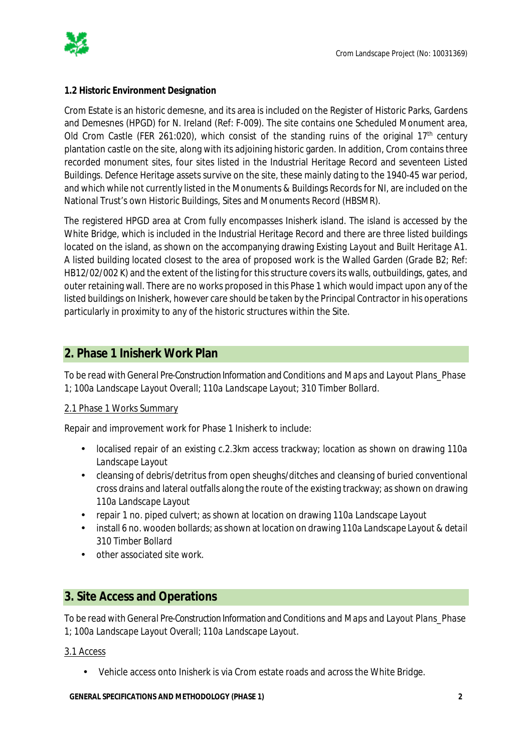### 1.2 Historic Environment Designation

Crom Estate is an historic demesne, and its area is included on the Register of Historic Parks, Gardens and Demesnes (HPGD) for N. Ireland (Ref: F-009). The site contains one Scheduled Monument area, Old Crom Castle (FER 261:020), which consist of the standing ruins of the original 17th century plantation castle on the site, along with its adjoining historic garden. In addition, Crom contains three recorded monument sites, four sites listed in the Industrial Heritage Record and seventeen Listed Buildings. Defence Heritage assets survive on the site, these mainly dating to the 1940-45 war period, and which while not currently listed in the Monuments & Buildings Records for NI, are included on the National Trust's own Historic Buildings, Sites and Monuments Record (HBSMR).

The registered HPGD area at Crom fully encompasses Inisherk island. The island is accessed by the White Bridge, which is included in the Industrial Heritage Record and there are three listed buildings located on the island, as shown on the accompanying drawing *Existing Layout and Built Heritage A1*. A listed building located closest to the area of proposed work is the Walled Garden (Grade B2; Ref: HB12/02/002 K) and the extent of the listing for this structure covers its walls, outbuildings, gates, and outer retaining wall. There are no works proposed in this Phase 1 which would impact upon any of the listed buildings on Inisherk, however care should be taken by the Principal Contractor in his operations particularly in proximity to any of the historic structures within the Site.

## 2. Phase 1 Inisherk Work Plan

To be read with *General Pre-Construction Information and Conditions* and *Maps and Layout Plans_Phase 1; 100a Landscape Layout Overall; 110a Landscape Layout; 310 Timber Bollard.*

### 2.1 Phase 1 Works Summary

Repair and improvement work for Phase 1 Inisherk to include:

- localised repair of an existing c.2.3km access trackway; location as shown on drawing *110a Landscape Layout*
- cleansing of debris/detritus from open sheughs/ditches and cleansing of buried conventional cross drains and lateral outfalls along the route of the existing trackway; as shown on drawing *110a Landscape Layout*
- repair 1 no. piped culvert; as shown at location on drawing *110a Landscape Layout*
- install 6 no. wooden bollards; as shown at location on drawing *110a Landscape Layout* & detail *310 Timber Bollard*
- other associated site work.

## 3. Site Access and Operations

To be read with *General Pre-Construction Information and Conditions* and *Maps and Layout Plans_Phase 1; 100a Landscape Layout Overall; 110a Landscape Layout.*

### 3.1 Access

- Vehicle access onto Inisherk is via Crom estate roads and across the White Bridge.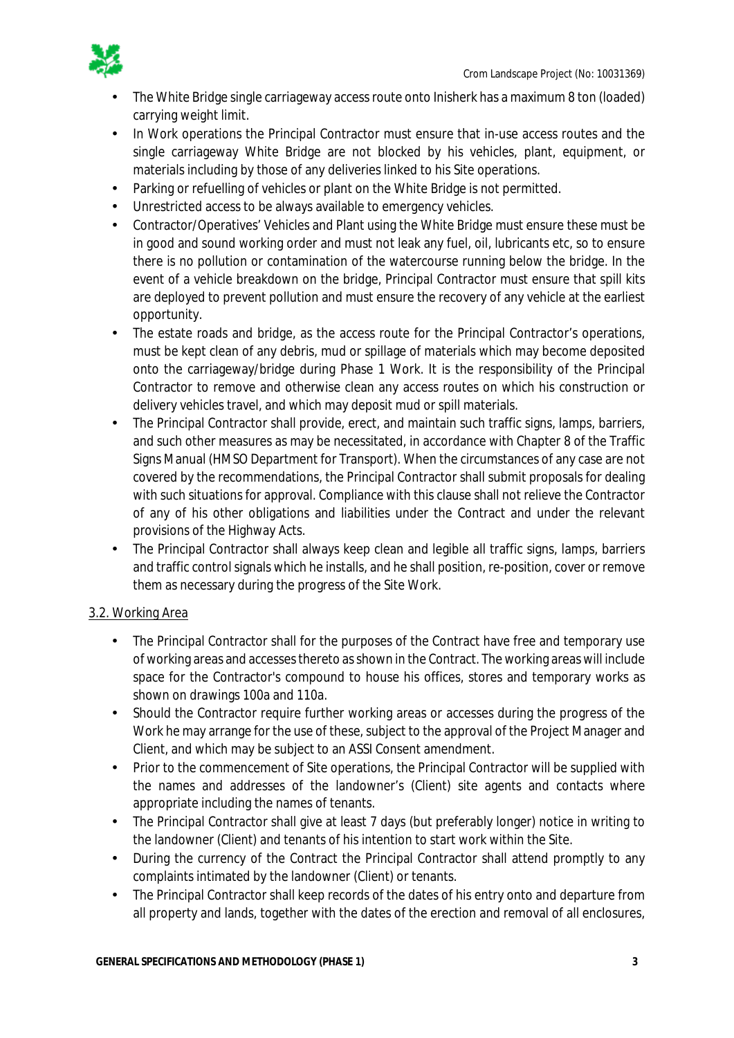- The White Bridge single carriageway access route onto Inisherk has a maximum 8 ton (loaded) carrying weight limit.
- In Work operations the Principal Contractor must ensure that in-use access routes and the single carriageway White Bridge are not blocked by his vehicles, plant, equipment, or materials including by those of any deliveries linked to his Site operations.
- Parking or refuelling of vehicles or plant on the White Bridge is not permitted.
- Unrestricted access to be always available to emergency vehicles.
- Contractor/Operatives' Vehicles and Plant using the White Bridge must ensure these must be in good and sound working order and must not leak any fuel, oil, lubricants etc, so to ensure there is no pollution or contamination of the watercourse running below the bridge. In the event of a vehicle breakdown on the bridge, Principal Contractor must ensure that spill kits are deployed to prevent pollution and must ensure the recovery of any vehicle at the earliest opportunity.
- The estate roads and bridge, as the access route for the Principal Contractor's operations, must be kept clean of any debris, mud or spillage of materials which may become deposited onto the carriageway/bridge during Phase 1 Work. It is the responsibility of the Principal Contractor to remove and otherwise clean any access routes on which his construction or delivery vehicles travel, and which may deposit mud or spill materials.
- The Principal Contractor shall provide, erect, and maintain such traffic signs, lamps, barriers, and such other measures as may be necessitated, in accordance with Chapter 8 of the Traffic Signs Manual (HMSO Department for Transport). When the circumstances of any case are not covered by the recommendations, the Principal Contractor shall submit proposals for dealing with such situations for approval. Compliance with this clause shall not relieve the Contractor of any of his other obligations and liabilities under the Contract and under the relevant provisions of the Highway Acts.
- The Principal Contractor shall always keep clean and legible all traffic signs, lamps, barriers and traffic control signals which he installs, and he shall position, re-position, cover or remove them as necessary during the progress of the Site Work.

### 3.2. Working Area

- The Principal Contractor shall for the purposes of the Contract have free and temporary use of working areas and accesses thereto as shown in the Contract. The working areas will include space for the Contractor's compound to house his offices, stores and temporary works as shown on drawings 100a and 110a.
- Should the Contractor require further working areas or accesses during the progress of the Work he may arrange for the use of these, subject to the approval of the Project Manager and Client, and which may be subject to an ASSI Consent amendment.
- Prior to the commencement of Site operations, the Principal Contractor will be supplied with the names and addresses of the landowner's (Client) site agents and contacts where appropriate including the names of tenants.
- The Principal Contractor shall give at least 7 days (but preferably longer) notice in writing to the landowner (Client) and tenants of his intention to start work within the Site.
- During the currency of the Contract the Principal Contractor shall attend promptly to any complaints intimated by the landowner (Client) or tenants.
- The Principal Contractor shall keep records of the dates of his entry onto and departure from all property and lands, together with the dates of the erection and removal of all enclosures,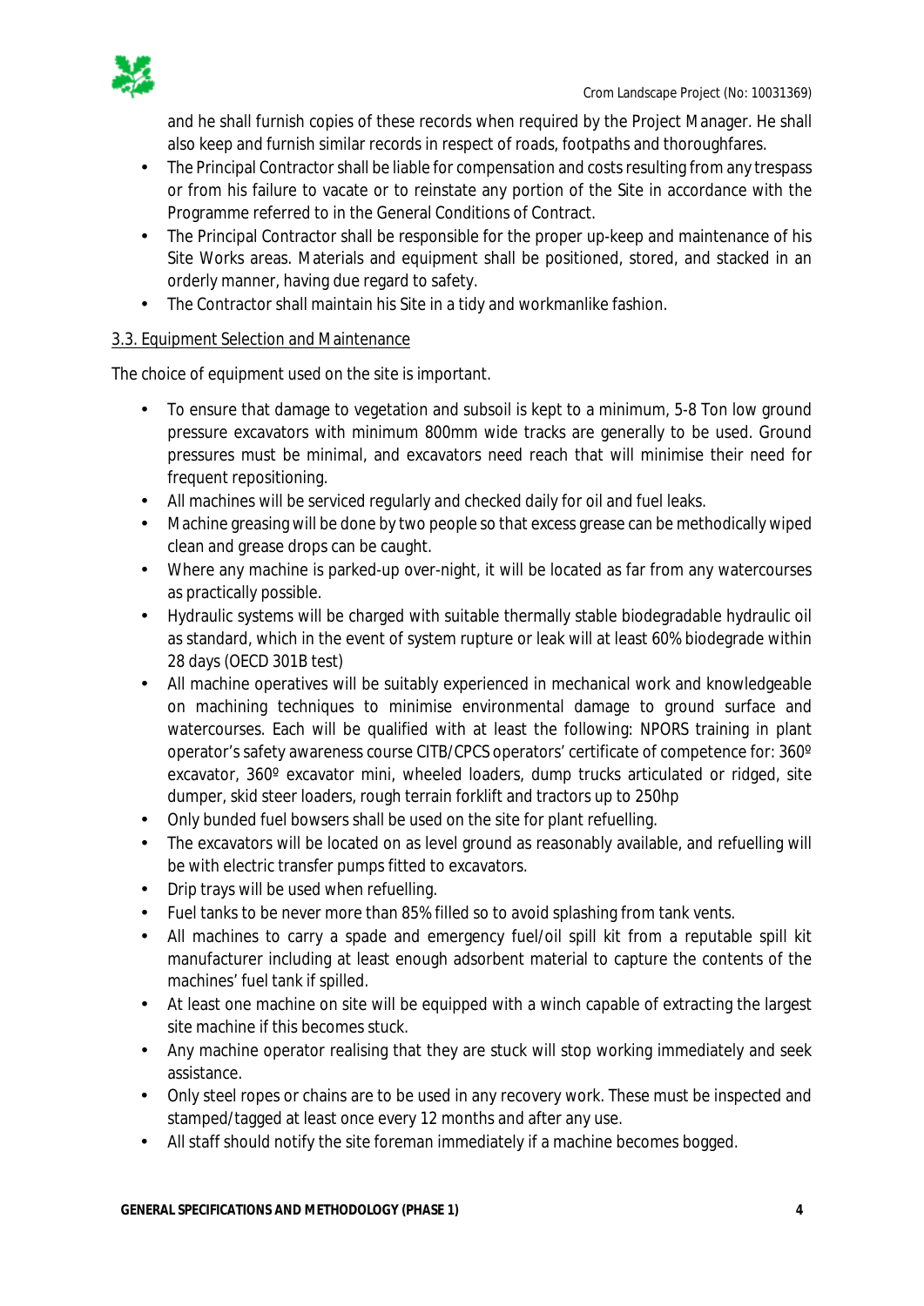and he shall furnish copies of these records when required by the Project Manager. He shall also keep and furnish similar records in respect of roads, footpaths and thoroughfares.

- The Principal Contractor shall be liable for compensation and costs resulting from any trespass or from his failure to vacate or to reinstate any portion of the Site in accordance with the Programme referred to in the General Conditions of Contract.
- The Principal Contractor shall be responsible for the proper up-keep and maintenance of his Site Works areas. Materials and equipment shall be positioned, stored, and stacked in an orderly manner, having due regard to safety.
- The Contractor shall maintain his Site in a tidy and workmanlike fashion.

### 3.3. Equipment Selection and Maintenance

The choice of equipment used on the site is important.

- To ensure that damage to vegetation and subsoil is kept to a minimum, 5-8 Ton low ground pressure excavators with minimum 800mm wide tracks are generally to be used. Ground pressures must be minimal, and excavators need reach that will minimise their need for frequent repositioning.
- All machines will be serviced regularly and checked daily for oil and fuel leaks.
- Machine greasing will be done by two people so that excess grease can be methodically wiped clean and grease drops can be caught.
- Where any machine is parked-up over-night, it will be located as far from any watercourses as practically possible.
- Hydraulic systems will be charged with suitable thermally stable biodegradable hydraulic oil as standard, which in the event of system rupture or leak will at least 60% biodegrade within 28 days (OECD 301B test)
- All machine operatives will be suitably experienced in mechanical work and knowledgeable on machining techniques to minimise environmental damage to ground surface and watercourses. Each will be qualified with at least the following: NPORS training in plant operator's safety awareness course CITB/CPCS operators' certificate of competence for: 360º excavator, 360º excavator mini, wheeled loaders, dump trucks articulated or ridged, site dumper, skid steer loaders, rough terrain forklift and tractors up to 250hp
- Only bunded fuel bowsers shall be used on the site for plant refuelling.
- The excavators will be located on as level ground as reasonably available, and refuelling will be with electric transfer pumps fitted to excavators.
- Drip trays will be used when refuelling.
- Fuel tanks to be never more than 85% filled so to avoid splashing from tank vents.
- All machines to carry a spade and emergency fuel/oil spill kit from a reputable spill kit manufacturer including at least enough adsorbent material to capture the contents of the machines' fuel tank if spilled.
- At least one machine on site will be equipped with a winch capable of extracting the largest site machine if this becomes stuck.
- Any machine operator realising that they are stuck will stop working immediately and seek assistance.
- Only steel ropes or chains are to be used in any recovery work. These must be inspected and stamped/tagged at least once every 12 months and after any use.
- All staff should notify the site foreman immediately if a machine becomes bogged.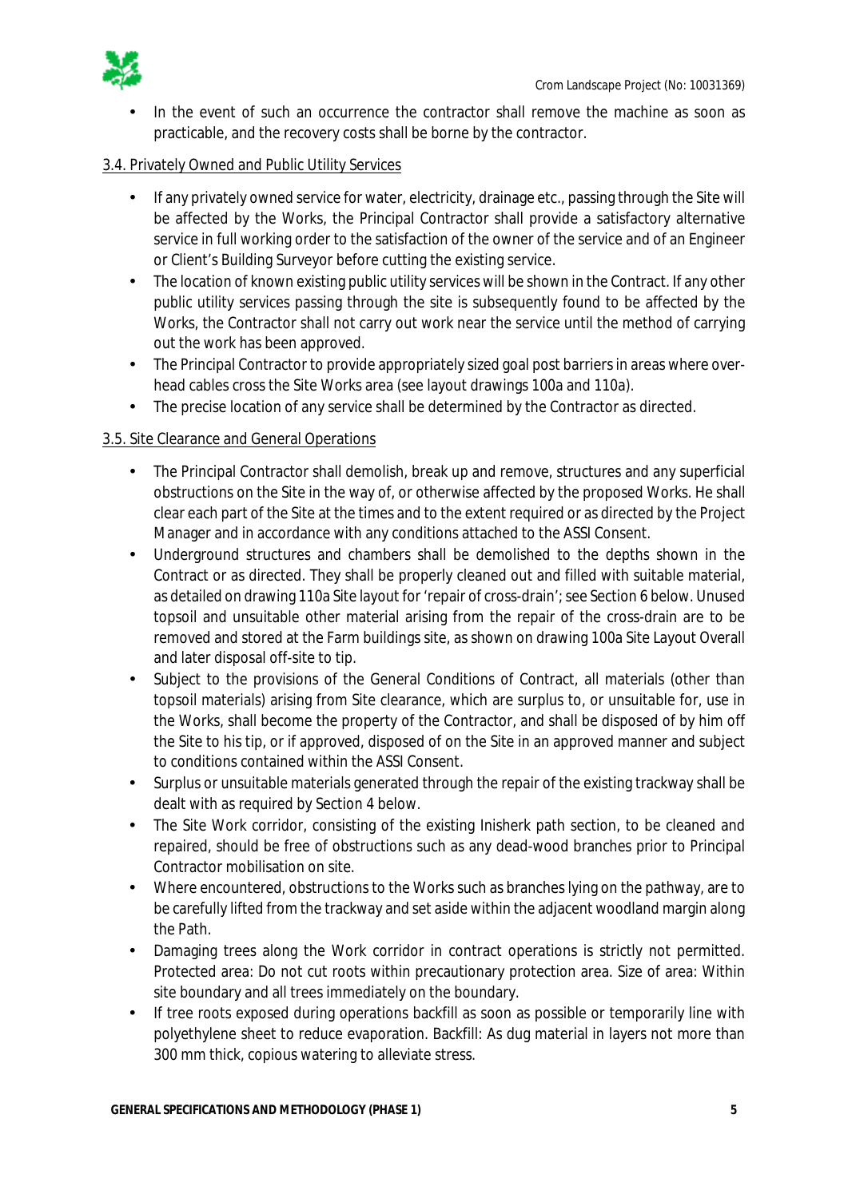- In the event of such an occurrence the contractor shall remove the machine as soon as practicable, and the recovery costs shall be borne by the contractor.

### 3.4. Privately Owned and Public Utility Services

- If any privately owned service for water, electricity, drainage etc., passing through the Site will be affected by the Works, the Principal Contractor shall provide a satisfactory alternative service in full working order to the satisfaction of the owner of the service and of an Engineer or Client's Building Surveyor before cutting the existing service.
- The location of known existing public utility services will be shown in the Contract. If any other public utility services passing through the site is subsequently found to be affected by the Works, the Contractor shall not carry out work near the service until the method of carrying out the work has been approved.
- The Principal Contractor to provide appropriately sized goal post barriers in areas where over-head cables cross the Site Works area (see layout drawings 100a and 110a).
- The precise location of any service shall be determined by the Contractor as directed.

### 3.5. Site Clearance and General Operations

- The Principal Contractor shall demolish, break up and remove, structures and any superficial obstructions on the Site in the way of, or otherwise affected by the proposed Works. He shall clear each part of the Site at the times and to the extent required or as directed by the Project Manager and in accordance with any conditions attached to the ASSI Consent.
- Underground structures and chambers shall be demolished to the depths shown in the Contract or as directed. They shall be properly cleaned out and filled with suitable material, as detailed on drawing 110a Site layout for 'repair of cross-drain'; see Section 6 below. Unused topsoil and unsuitable other material arising from the repair of the cross-drain are to be removed and stored at the Farm buildings site, as shown on drawing 100a Site Layout Overall and later disposal off-site to tip.
- Subject to the provisions of the General Conditions of Contract, all materials (other than topsoil materials) arising from Site clearance, which are surplus to, or unsuitable for, use in the Works, shall become the property of the Contractor, and shall be disposed of by him off the Site to his tip, or if approved, disposed of on the Site in an approved manner and subject to conditions contained within the ASSI Consent.
- Surplus or unsuitable materials generated through the repair of the existing trackway shall be dealt with as required by Section 4 below.
- The Site Work corridor, consisting of the existing Inisherk path section, to be cleaned and repaired, should be free of obstructions such as any dead-wood branches prior to Principal Contractor mobilisation on site.
- Where encountered, obstructions to the Works such as branches lying on the pathway, are to be carefully lifted from the trackway and set aside within the adjacent woodland margin along the Path.
- Damaging trees along the Work corridor in contract operations is strictly not permitted. Protected area: Do not cut roots within precautionary protection area. Size of area: Within site boundary and all trees immediately on the boundary.
- If tree roots exposed during operations backfill as soon as possible or temporarily line with polyethylene sheet to reduce evaporation. Backfill: As dug material in layers not more than 300 mm thick, copious watering to alleviate stress.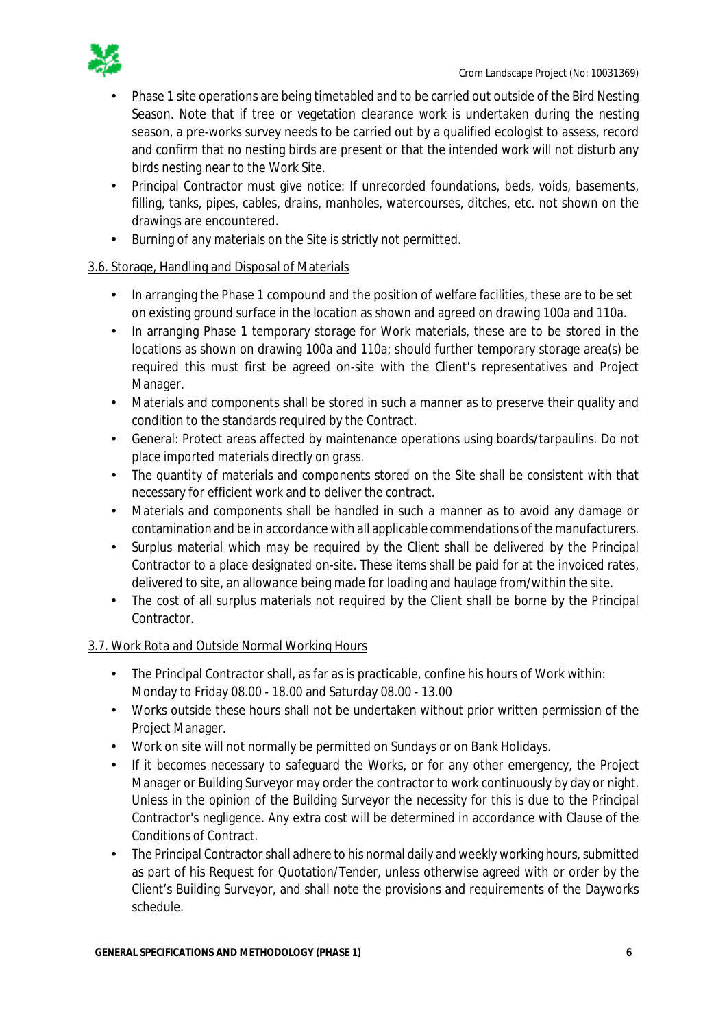- Phase 1 site operations are being timetabled and to be carried out outside of the Bird Nesting Season. Note that if tree or vegetation clearance work is undertaken during the nesting season, a pre-works survey needs to be carried out by a qualified ecologist to assess, record and confirm that no nesting birds are present or that the intended work will not disturb any birds nesting near to the Work Site.
- Principal Contractor must give notice: If unrecorded foundations, beds, voids, basements, filling, tanks, pipes, cables, drains, manholes, watercourses, ditches, etc. not shown on the drawings are encountered.
- Burning of any materials on the Site is strictly not permitted.

3.6. Storage, Handling and Disposal of Materials

- In arranging the Phase 1 compound and the position of welfare facilities, these are to be set on existing ground surface in the location as shown and agreed on drawing 100a and 110a.
- In arranging Phase 1 temporary storage for Work materials, these are to be stored in the locations as shown on drawing 100a and 110a; should further temporary storage area(s) be required this must first be agreed on-site with the Client's representatives and Project Manager.
- Materials and components shall be stored in such a manner as to preserve their quality and condition to the standards required by the Contract.
- General: Protect areas affected by maintenance operations using boards/tarpaulins. Do not place imported materials directly on grass.
- The quantity of materials and components stored on the Site shall be consistent with that necessary for efficient work and to deliver the contract.
- Materials and components shall be handled in such a manner as to avoid any damage or contamination and be in accordance with all applicable commendations of the manufacturers.
- Surplus material which may be required by the Client shall be delivered by the Principal Contractor to a place designated on-site. These items shall be paid for at the invoiced rates, delivered to site, an allowance being made for loading and haulage from/within the site.
- The cost of all surplus materials not required by the Client shall be borne by the Principal Contractor.

3.7. Work Rota and Outside Normal Working Hours

- The Principal Contractor shall, as far as is practicable, confine his hours of Work within: Monday to Friday 08.00 - 18.00 and Saturday 08.00 - 13.00
- Works outside these hours shall not be undertaken without prior written permission of the Project Manager.
- Work on site will not normally be permitted on Sundays or on Bank Holidays.
- If it becomes necessary to safeguard the Works, or for any other emergency, the Project Manager or Building Surveyor may order the contractor to work continuously by day or night. Unless in the opinion of the Building Surveyor the necessity for this is due to the Principal Contractor's negligence. Any extra cost will be determined in accordance with Clause of the Conditions of Contract.
- The Principal Contractor shall adhere to his normal daily and weekly working hours, submitted as part of his Request for Quotation/Tender, unless otherwise agreed with or order by the Client's Building Surveyor, and shall note the provisions and requirements of the Dayworks schedule.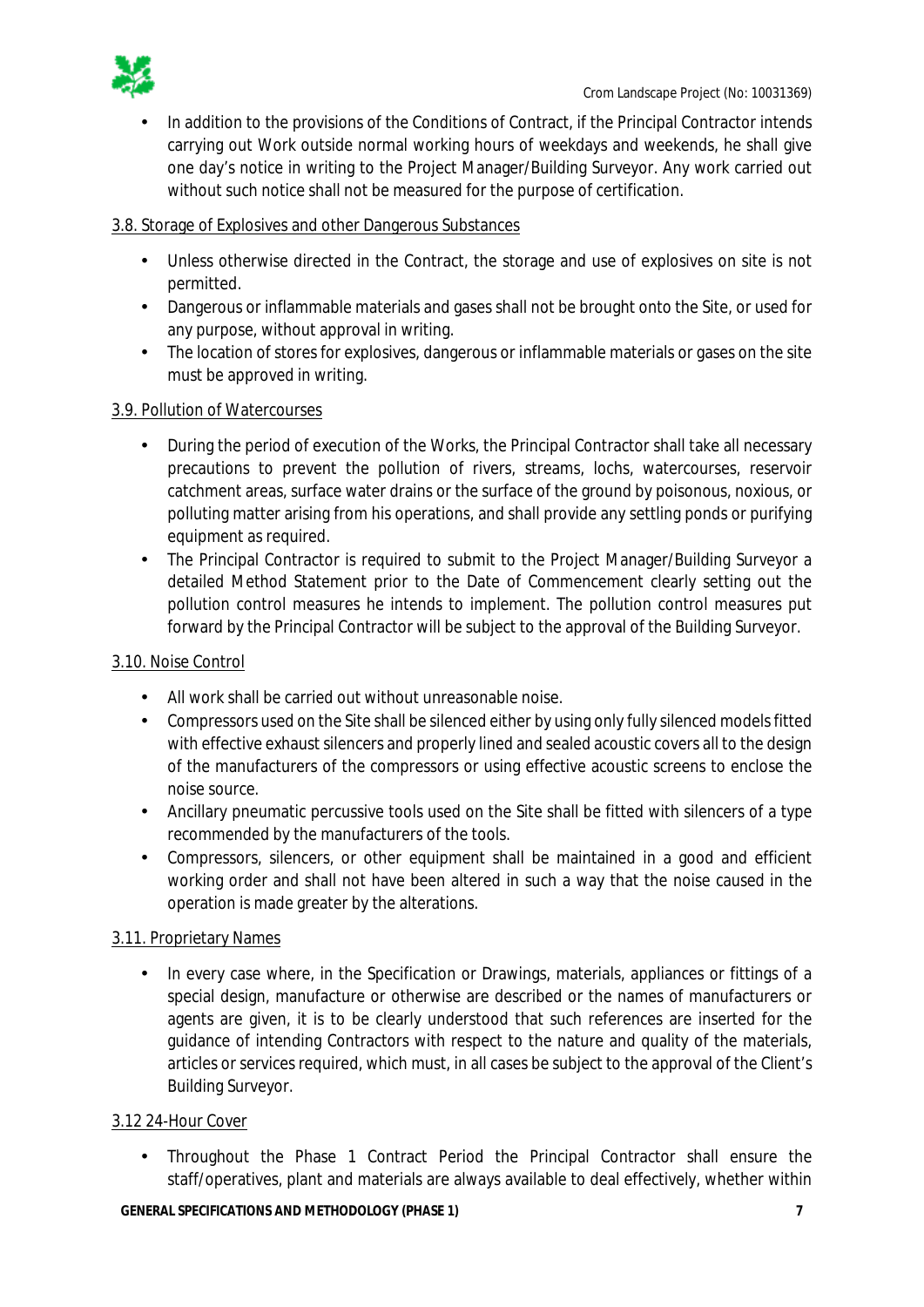- In addition to the provisions of the Conditions of Contract, if the Principal Contractor intends carrying out Work outside normal working hours of weekdays and weekends, he shall give one day's notice in writing to the Project Manager/Building Surveyor. Any work carried out without such notice shall not be measured for the purpose of certification.

### 3.8. Storage of Explosives and other Dangerous Substances

- Unless otherwise directed in the Contract, the storage and use of explosives on site is not permitted.
- Dangerous or inflammable materials and gases shall not be brought onto the Site, or used for any purpose, without approval in writing.
- The location of stores for explosives, dangerous or inflammable materials or gases on the site must be approved in writing.

### 3.9. Pollution of Watercourses

- During the period of execution of the Works, the Principal Contractor shall take all necessary precautions to prevent the pollution of rivers, streams, lochs, watercourses, reservoir catchment areas, surface water drains or the surface of the ground by poisonous, noxious, or polluting matter arising from his operations, and shall provide any settling ponds or purifying equipment as required.
- The Principal Contractor is required to submit to the Project Manager/Building Surveyor a detailed Method Statement prior to the Date of Commencement clearly setting out the pollution control measures he intends to implement. The pollution control measures put forward by the Principal Contractor will be subject to the approval of the Building Surveyor.

### 3.10. Noise Control

- All work shall be carried out without unreasonable noise.
- Compressors used on the Site shall be silenced either by using only fully silenced models fitted with effective exhaust silencers and properly lined and sealed acoustic covers all to the design of the manufacturers of the compressors or using effective acoustic screens to enclose the noise source.
- Ancillary pneumatic percussive tools used on the Site shall be fitted with silencers of a type recommended by the manufacturers of the tools.
- Compressors, silencers, or other equipment shall be maintained in a good and efficient working order and shall not have been altered in such a way that the noise caused in the operation is made greater by the alterations.

### 3.11. Proprietary Names

- In every case where, in the Specification or Drawings, materials, appliances or fittings of a special design, manufacture or otherwise are described or the names of manufacturers or agents are given, it is to be clearly understood that such references are inserted for the guidance of intending Contractors with respect to the nature and quality of the materials, articles or services required, which must, in all cases be subject to the approval of the Client's Building Surveyor.

### 3.12 24-Hour Cover

- Throughout the Phase 1 Contract Period the Principal Contractor shall ensure the staff/operatives, plant and materials are always available to deal effectively, whether within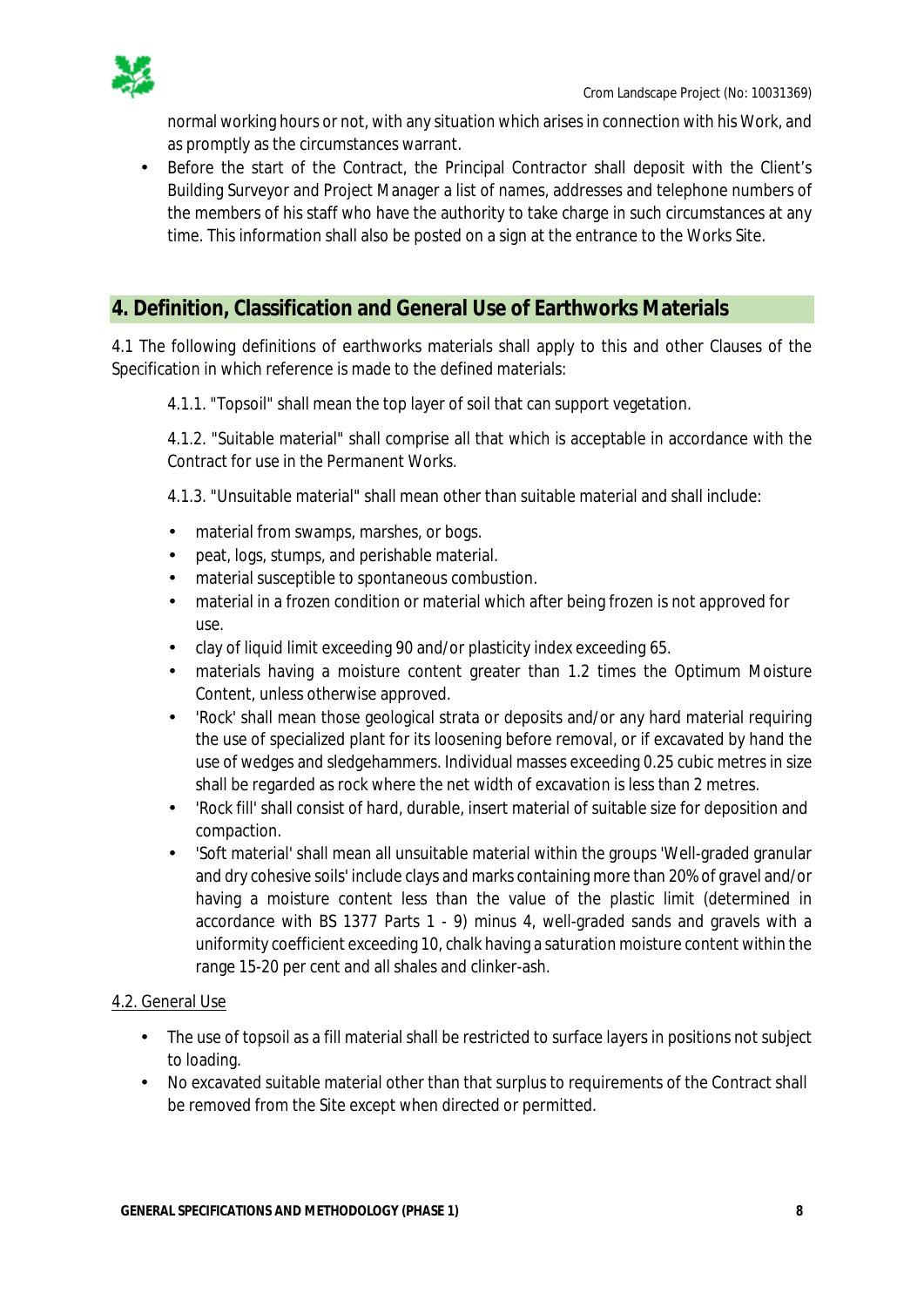normal working hours or not, with any situation which arises in connection with his Work, and as promptly as the circumstances warrant.

- Before the start of the Contract, the Principal Contractor shall deposit with the Client's Building Surveyor and Project Manager a list of names, addresses and telephone numbers of the members of his staff who have the authority to take charge in such circumstances at any time. This information shall also be posted on a sign at the entrance to the Works Site.

## 4. Definition, Classification and General Use of Earthworks Materials

4.1 The following definitions of earthworks materials shall apply to this and other Clauses of the Specification in which reference is made to the defined materials:

4.1.1. "Topsoil" shall mean the top layer of soil that can support vegetation.

4.1.2. "Suitable material" shall comprise all that which is acceptable in accordance with the Contract for use in the Permanent Works.

4.1.3. "Unsuitable material" shall mean other than suitable material and shall include:

- material from swamps, marshes, or bogs.
- peat, logs, stumps, and perishable material.
- material susceptible to spontaneous combustion.
- material in a frozen condition or material which after being frozen is not approved for use.
- clay of liquid limit exceeding 90 and/or plasticity index exceeding 65.
- materials having a moisture content greater than 1.2 times the Optimum Moisture Content, unless otherwise approved.
- 'Rock' shall mean those geological strata or deposits and/or any hard material requiring the use of specialized plant for its loosening before removal, or if excavated by hand the use of wedges and sledgehammers. Individual masses exceeding 0.25 cubic metres in size shall be regarded as rock where the net width of excavation is less than 2 metres.
- 'Rock fill' shall consist of hard, durable, insert material of suitable size for deposition and compaction.
- 'Soft material' shall mean all unsuitable material within the groups 'Well-graded granular and dry cohesive soils' include clays and marks containing more than 20% of gravel and/or having a moisture content less than the value of the plastic limit (determined in accordance with BS 1377 Parts 1 - 9) minus 4, well-graded sands and gravels with a uniformity coefficient exceeding 10, chalk having a saturation moisture content within the range 15-20 per cent and all shales and clinker-ash.

4.2. General Use

- The use of topsoil as a fill material shall be restricted to surface layers in positions not subject to loading.
- No excavated suitable material other than that surplus to requirements of the Contract shall be removed from the Site except when directed or permitted.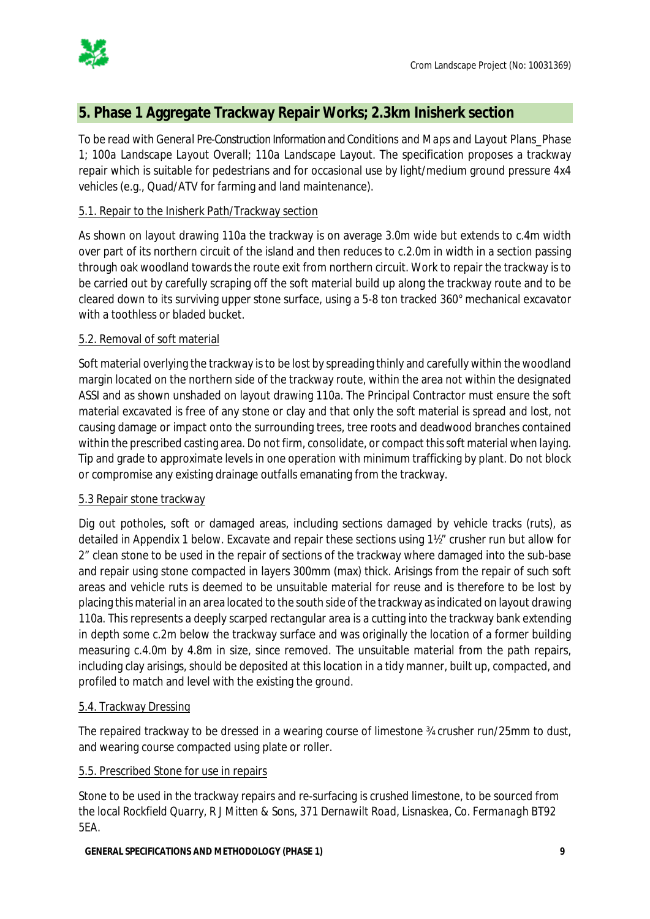## 5. Phase 1 Aggregate Trackway Repair Works; 2.3km Inisherk section

To be read with *General Pre-Construction Information and Conditions* and *Maps and Layout Plans_Phase 1; 100a Landscape Layout Overall; 110a Landscape Layout*. The specification proposes a trackway repair which is suitable for pedestrians and for occasional use by light/medium ground pressure 4x4 vehicles (e.g., Quad/ATV for farming and land maintenance).

### 5.1. Repair to the Inisherk Path/Trackway section

As shown on layout drawing 110a the trackway is on average 3.0m wide but extends to c.4m width over part of its northern circuit of the island and then reduces to c.2.0m in width in a section passing through oak woodland towards the route exit from northern circuit. Work to repair the trackway is to be carried out by carefully scraping off the soft material build up along the trackway route and to be cleared down to its surviving upper stone surface, using a 5-8 ton tracked 360° mechanical excavator with a toothless or bladed bucket.

### 5.2. Removal of soft material

Soft material overlying the trackway is to be lost by spreading thinly and carefully within the woodland margin located on the northern side of the trackway route, within the area not within the designated ASSI and as shown unshaded on layout drawing 110a. The Principal Contractor must ensure the soft material excavated is free of any stone or clay and that only the soft material is spread and lost, not causing damage or impact onto the surrounding trees, tree roots and deadwood branches contained within the prescribed casting area. Do not firm, consolidate, or compact this soft material when laying. Tip and grade to approximate levels in one operation with minimum trafficking by plant. Do not block or compromise any existing drainage outfalls emanating from the trackway.

### 5.3 Repair stone trackway

Dig out potholes, soft or damaged areas, including sections damaged by vehicle tracks (ruts), as detailed in Appendix 1 below. Excavate and repair these sections using 1½" crusher run but allow for 2" clean stone to be used in the repair of sections of the trackway where damaged into the sub-base and repair using stone compacted in layers 300mm (max) thick. Arisings from the repair of such soft areas and vehicle ruts is deemed to be unsuitable material for reuse and is therefore to be lost by placing this material in an area located to the south side of the trackway as indicated on layout drawing 110a. This represents a deeply scarped rectangular area is a cutting into the trackway bank extending in depth some c.2m below the trackway surface and was originally the location of a former building measuring c.4.0m by 4.8m in size, since removed. The unsuitable material from the path repairs, including clay arisings, should be deposited at this location in a tidy manner, built up, compacted, and profiled to match and level with the existing the ground.

### 5.4. Trackway Dressing

The repaired trackway to be dressed in a wearing course of limestone ¾ crusher run/25mm to dust, and wearing course compacted using plate or roller.

### 5.5. Prescribed Stone for use in repairs

Stone to be used in the trackway repairs and re-surfacing is crushed limestone, to be sourced from the local Rockfield Quarry, *R J Mitten & Sons, 371 Dernawilt Road, Lisnaskea, Co. Fermanagh BT92 5EA.*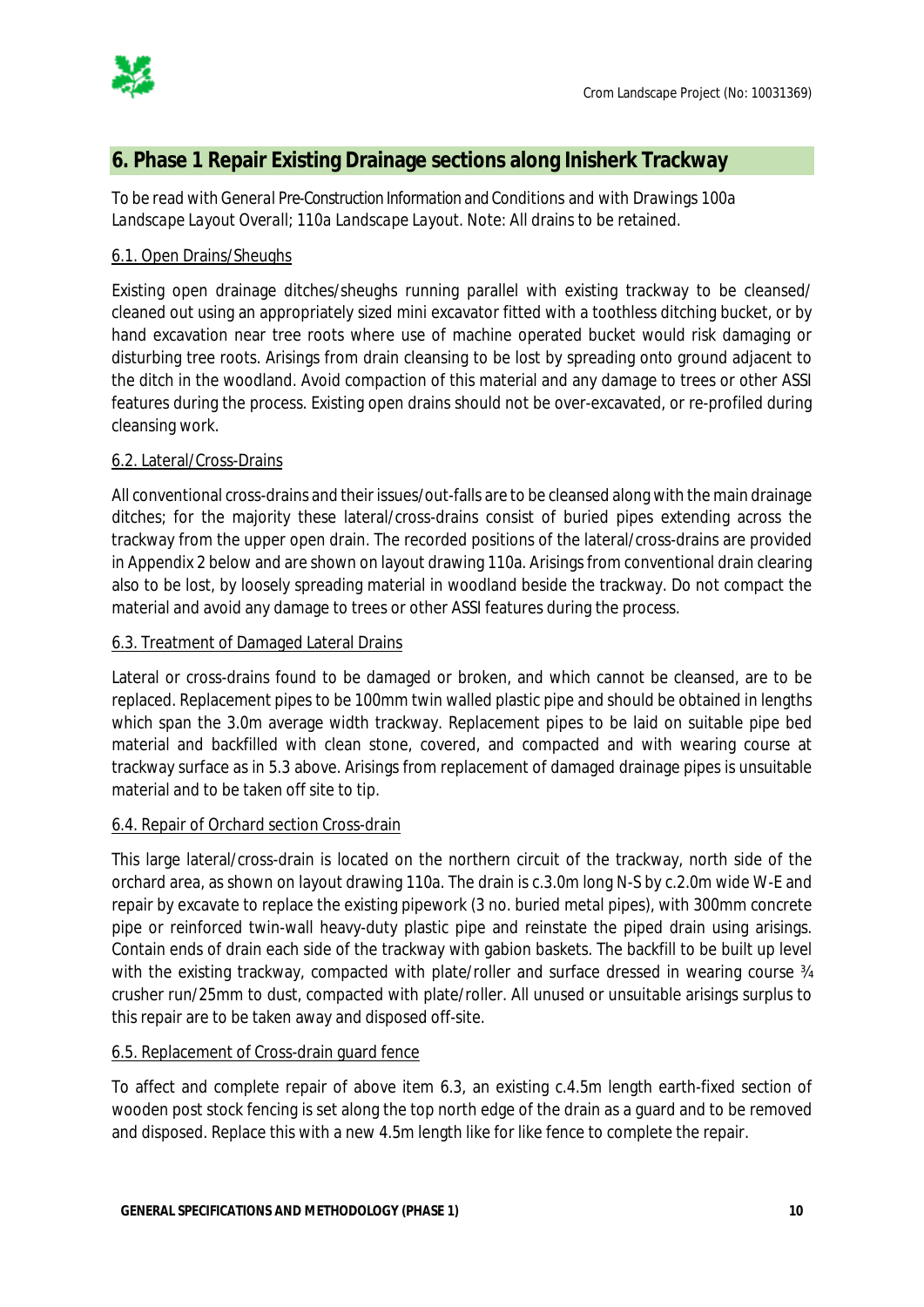## 6. Phase 1 Repair Existing Drainage sections along Inisherk Trackway

To be read with *General Pre-Construction Information and Conditions* and with *Drawings 100a Landscape Layout Overall; 110a Landscape Layout*. Note: All drains to be retained.

### 6.1. Open Drains/Sheughs

Existing open drainage ditches/sheughs running parallel with existing trackway to be cleansed/ cleaned out using an appropriately sized mini excavator fitted with a toothless ditching bucket, or by hand excavation near tree roots where use of machine operated bucket would risk damaging or disturbing tree roots. Arisings from drain cleansing to be lost by spreading onto ground adjacent to the ditch in the woodland. Avoid compaction of this material and any damage to trees or other ASSI features during the process. Existing open drains should not be over-excavated, or re-profiled during cleansing work.

### 6.2. Lateral/Cross-Drains

All conventional cross-drains and their issues/out-falls are to be cleansed along with the main drainage ditches; for the majority these lateral/cross-drains consist of buried pipes extending across the trackway from the upper open drain. The recorded positions of the lateral/cross-drains are provided in Appendix 2 below and are shown on layout drawing 110a. Arisings from conventional drain clearing also to be lost, by loosely spreading material in woodland beside the trackway. Do not compact the material and avoid any damage to trees or other ASSI features during the process.

### 6.3. Treatment of Damaged Lateral Drains

Lateral or cross-drains found to be damaged or broken, and which cannot be cleansed, are to be replaced. Replacement pipes to be 100mm twin walled plastic pipe and should be obtained in lengths which span the 3.0m average width trackway. Replacement pipes to be laid on suitable pipe bed material and backfilled with clean stone, covered, and compacted and with wearing course at trackway surface as in 5.3 above. Arisings from replacement of damaged drainage pipes is unsuitable material and to be taken off site to tip.

### 6.4. Repair of Orchard section Cross-drain

This large lateral/cross-drain is located on the northern circuit of the trackway, north side of the orchard area, as shown on layout drawing 110a. The drain is c.3.0m long N-S by c.2.0m wide W-E and repair by excavate to replace the existing pipework (3 no. buried metal pipes), with 300mm concrete pipe or reinforced twin-wall heavy-duty plastic pipe and reinstate the piped drain using arisings. Contain ends of drain each side of the trackway with gabion baskets. The backfill to be built up level with the existing trackway, compacted with plate/roller and surface dressed in wearing course ¾ crusher run/25mm to dust, compacted with plate/roller. All unused or unsuitable arisings surplus to this repair are to be taken away and disposed off-site.

### 6.5. Replacement of Cross-drain guard fence

To affect and complete repair of above item 6.3, an existing c.4.5m length earth-fixed section of wooden post stock fencing is set along the top north edge of the drain as a guard and to be removed and disposed. Replace this with a new 4.5m length like for like fence to complete the repair.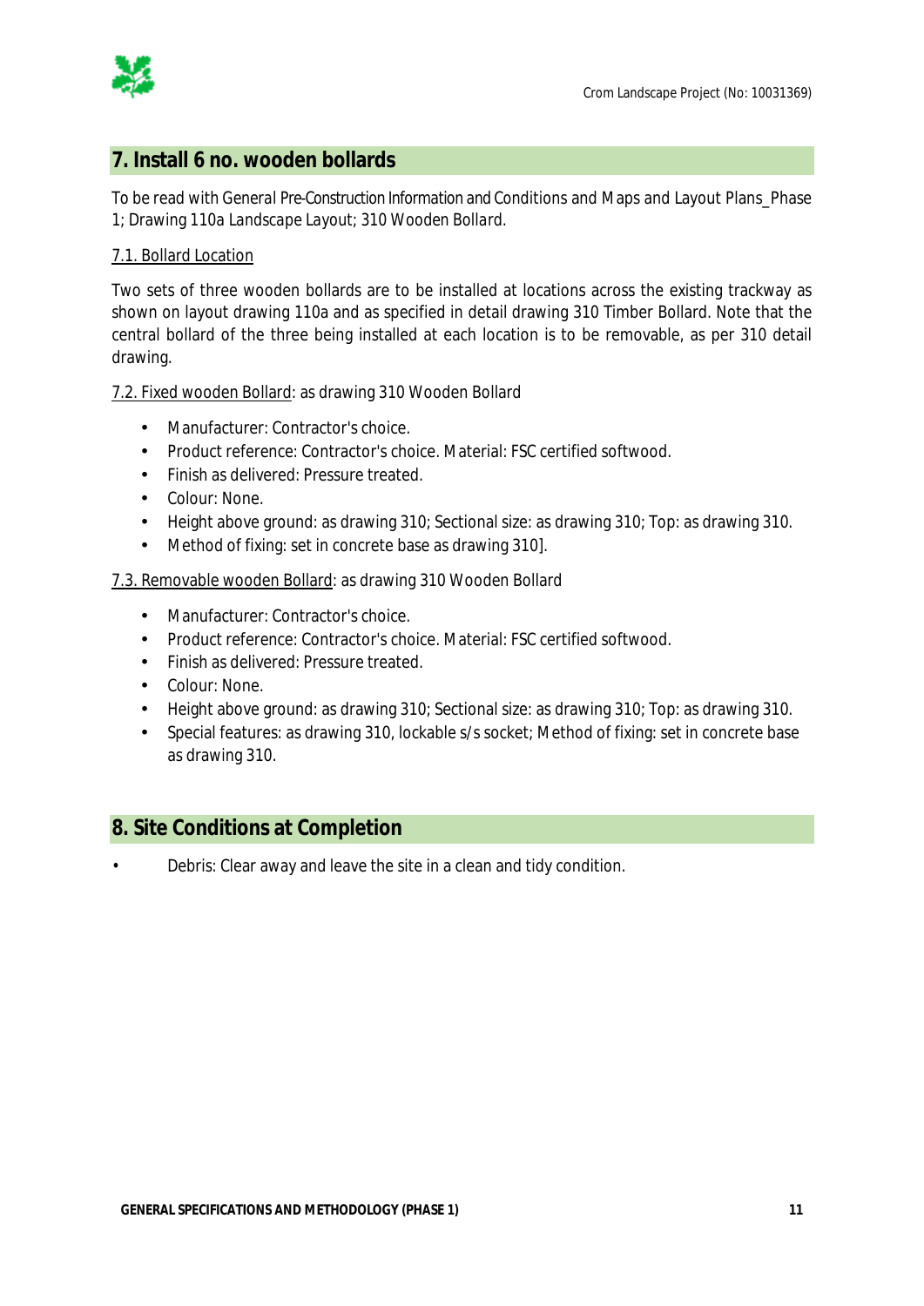## 7. Install 6 no. wooden bollards

To be read with General Pre-Construction Information and Conditions and Maps and Layout Plans_Phase 1; Drawing 110a Landscape Layout; 310 Wooden Bollard.

<u>7.1. Bollard Location</u>

Two sets of three wooden bollards are to be installed at locations across the existing trackway as shown on layout drawing 110a and as specified in detail drawing 310 Timber Bollard. Note that the central bollard of the three being installed at each location is to be removable, as per 310 detail drawing.

<u>7.2. Fixed wooden Bollard</u>: as drawing 310 Wooden Bollard

- Manufacturer: Contractor's choice.
- Product reference: Contractor's choice. Material: FSC certified softwood.
- Finish as delivered: Pressure treated.
- Colour: None.
- Height above ground: as drawing 310; Sectional size: as drawing 310; Top: as drawing 310.
- Method of fixing: set in concrete base as drawing 310].

<u>7.3. Removable wooden Bollard</u>: as drawing 310 Wooden Bollard

- Manufacturer: Contractor's choice.
- Product reference: Contractor's choice. Material: FSC certified softwood.
- Finish as delivered: Pressure treated.
- Colour: None.
- Height above ground: as drawing 310; Sectional size: as drawing 310; Top: as drawing 310.
- Special features: as drawing 310, lockable s/s socket; Method of fixing: set in concrete base as drawing 310.

## 8. Site Conditions at Completion

- Debris: Clear away and leave the site in a clean and tidy condition.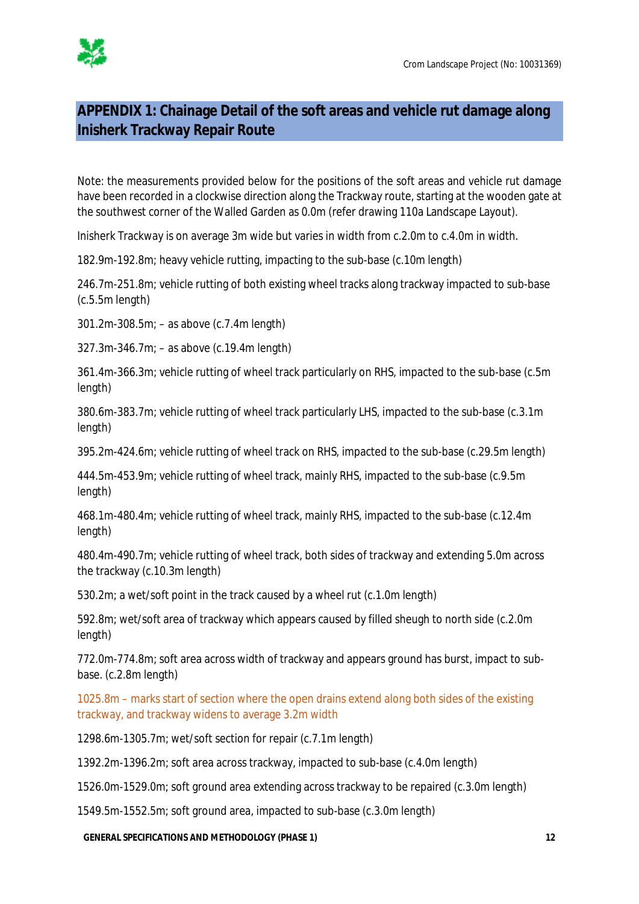## APPENDIX 1: Chainage Detail of the soft areas and vehicle rut damage along Inisherk Trackway Repair Route

Note: the measurements provided below for the positions of the soft areas and vehicle rut damage have been recorded in a clockwise direction along the Trackway route, starting at the wooden gate at the southwest corner of the Walled Garden as 0.0m (refer drawing 110a Landscape Layout).

Inisherk Trackway is on average 3m wide but varies in width from c.2.0m to c.4.0m in width.

182.9m-192.8m; heavy vehicle rutting, impacting to the sub-base (c.10m length)

246.7m-251.8m; vehicle rutting of both existing wheel tracks along trackway impacted to sub-base (c.5.5m length)

301.2m-308.5m; – as above (c.7.4m length)

327.3m-346.7m; – as above (c.19.4m length)

361.4m-366.3m; vehicle rutting of wheel track particularly on RHS, impacted to the sub-base (c.5m length)

380.6m-383.7m; vehicle rutting of wheel track particularly LHS, impacted to the sub-base (c.3.1m length)

395.2m-424.6m; vehicle rutting of wheel track on RHS, impacted to the sub-base (c.29.5m length)

444.5m-453.9m; vehicle rutting of wheel track, mainly RHS, impacted to the sub-base (c.9.5m length)

468.1m-480.4m; vehicle rutting of wheel track, mainly RHS, impacted to the sub-base (c.12.4m length)

480.4m-490.7m; vehicle rutting of wheel track, both sides of trackway and extending 5.0m across the trackway (c.10.3m length)

530.2m; a wet/soft point in the track caused by a wheel rut (c.1.0m length)

592.8m; wet/soft area of trackway which appears caused by filled sheugh to north side (c.2.0m length)

772.0m-774.8m; soft area across width of trackway and appears ground has burst, impact to sub-base. (c.2.8m length)

1025.8m – marks start of section where the open drains extend along both sides of the existing trackway, and trackway widens to average 3.2m width

1298.6m-1305.7m; wet/soft section for repair (c.7.1m length)

1392.2m-1396.2m; soft area across trackway, impacted to sub-base (c.4.0m length)

1526.0m-1529.0m; soft ground area extending across trackway to be repaired (c.3.0m length)

1549.5m-1552.5m; soft ground area, impacted to sub-base (c.3.0m length)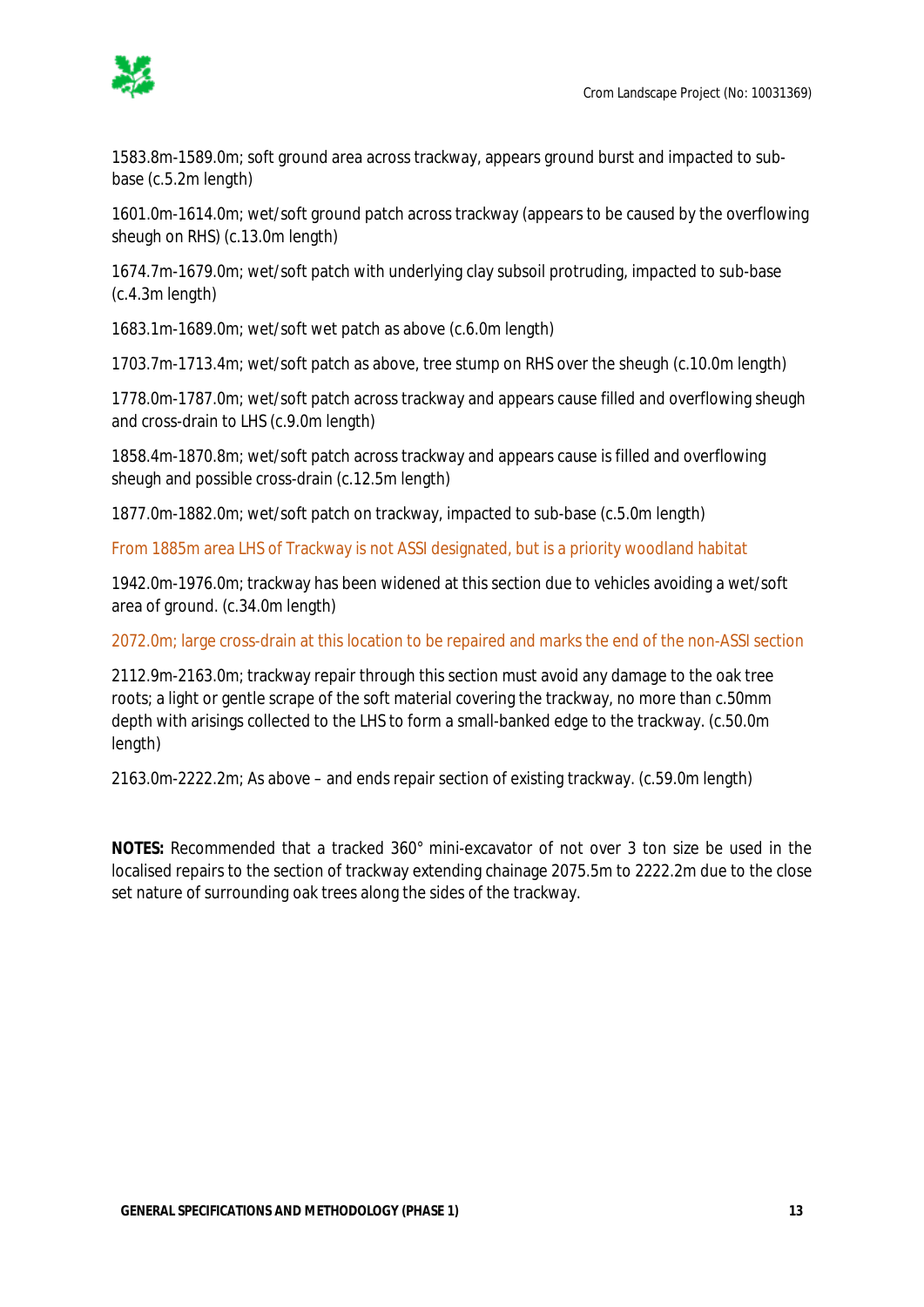1583.8m-1589.0m; soft ground area across trackway, appears ground burst and impacted to sub-base (c.5.2m length)

1601.0m-1614.0m; wet/soft ground patch across trackway (appears to be caused by the overflowing sheugh on RHS) (c.13.0m length)

1674.7m-1679.0m; wet/soft patch with underlying clay subsoil protruding, impacted to sub-base (c.4.3m length)

1683.1m-1689.0m; wet/soft wet patch as above (c.6.0m length)

1703.7m-1713.4m; wet/soft patch as above, tree stump on RHS over the sheugh (c.10.0m length)

1778.0m-1787.0m; wet/soft patch across trackway and appears cause filled and overflowing sheugh and cross-drain to LHS (c.9.0m length)

1858.4m-1870.8m; wet/soft patch across trackway and appears cause is filled and overflowing sheugh and possible cross-drain (c.12.5m length)

1877.0m-1882.0m; wet/soft patch on trackway, impacted to sub-base (c.5.0m length)

From 1885m area LHS of Trackway is not ASSI designated, but is a priority woodland habitat

1942.0m-1976.0m; trackway has been widened at this section due to vehicles avoiding a wet/soft area of ground. (c.34.0m length)

2072.0m; large cross-drain at this location to be repaired and marks the end of the non-ASSI section

2112.9m-2163.0m; trackway repair through this section must avoid any damage to the oak tree roots; a light or gentle scrape of the soft material covering the trackway, no more than c.50mm depth with arisings collected to the LHS to form a small-banked edge to the trackway. (c.50.0m length)

2163.0m-2222.2m; As above – and ends repair section of existing trackway. (c.59.0m length)

**NOTES:** Recommended that a tracked 360° mini-excavator of not over 3 ton size be used in the localised repairs to the section of trackway extending chainage 2075.5m to 2222.2m due to the close set nature of surrounding oak trees along the sides of the trackway.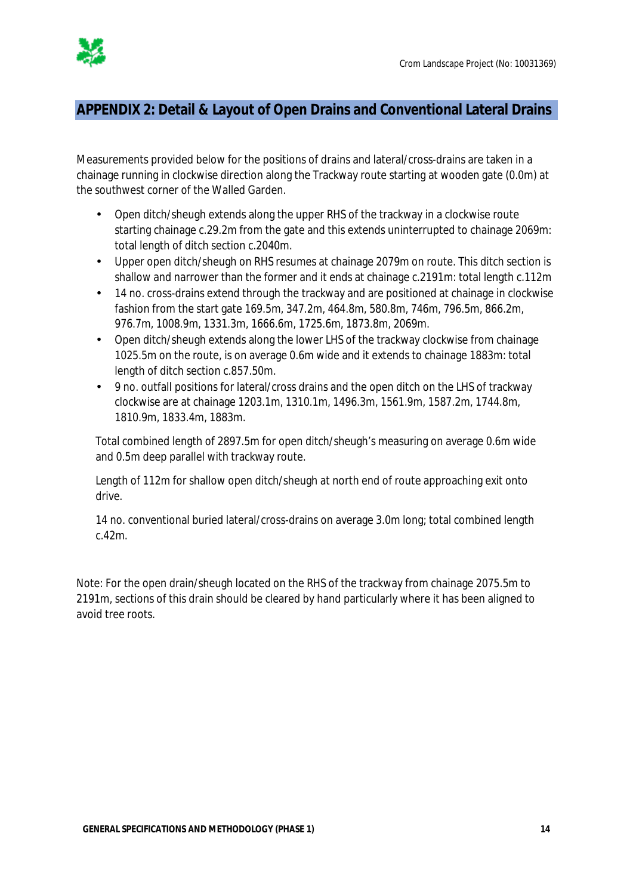## APPENDIX 2: Detail & Layout of Open Drains and Conventional Lateral Drains

Measurements provided below for the positions of drains and lateral/cross-drains are taken in a chainage running in clockwise direction along the Trackway route starting at wooden gate (0.0m) at the southwest corner of the Walled Garden.

- Open ditch/sheugh extends along the upper RHS of the trackway in a clockwise route starting chainage c.29.2m from the gate and this extends uninterrupted to chainage 2069m: total length of ditch section c.2040m.
- Upper open ditch/sheugh on RHS resumes at chainage 2079m on route. This ditch section is shallow and narrower than the former and it ends at chainage c.2191m: total length c.112m
- 14 no. cross-drains extend through the trackway and are positioned at chainage in clockwise fashion from the start gate 169.5m, 347.2m, 464.8m, 580.8m, 746m, 796.5m, 866.2m, 976.7m, 1008.9m, 1331.3m, 1666.6m, 1725.6m, 1873.8m, 2069m.
- Open ditch/sheugh extends along the lower LHS of the trackway clockwise from chainage 1025.5m on the route, is on average 0.6m wide and it extends to chainage 1883m: total length of ditch section c.857.50m.
- 9 no. outfall positions for lateral/cross drains and the open ditch on the LHS of trackway clockwise are at chainage 1203.1m, 1310.1m, 1496.3m, 1561.9m, 1587.2m, 1744.8m, 1810.9m, 1833.4m, 1883m.

Total combined length of 2897.5m for open ditch/sheugh's measuring on average 0.6m wide and 0.5m deep parallel with trackway route.

Length of 112m for shallow open ditch/sheugh at north end of route approaching exit onto drive.

14 no. conventional buried lateral/cross-drains on average 3.0m long; total combined length c.42m.

Note: For the open drain/sheugh located on the RHS of the trackway from chainage 2075.5m to 2191m, sections of this drain should be cleared by hand particularly where it has been aligned to avoid tree roots.